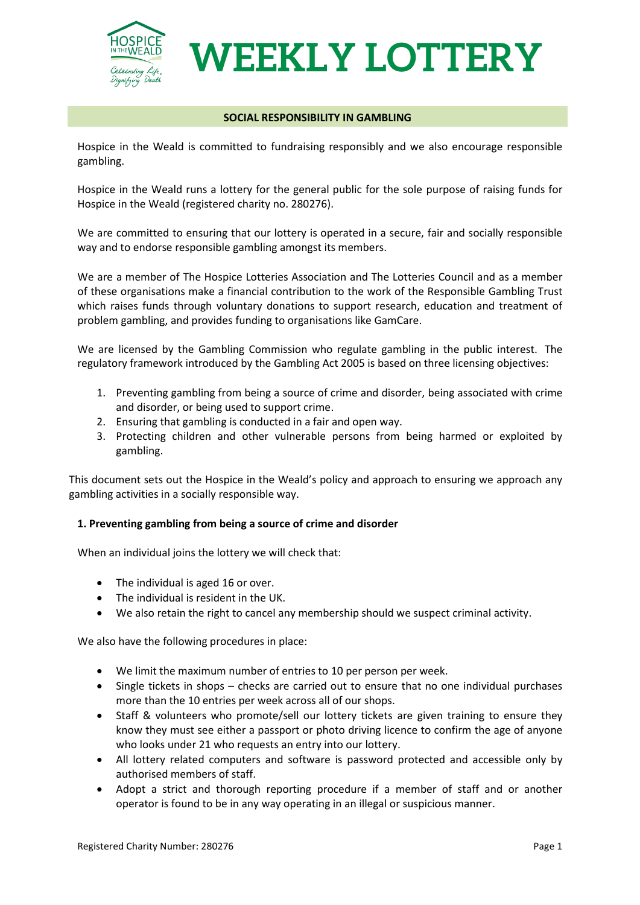# WEEKLY LOTTERY

## SOCIAL RESPONSIBILITY IN GAMBLING

Hospice in the Weald is committed to fundraising responsibly and we also encourage responsible gambling.

Hospice in the Weald runs a lottery for the general public for the sole purpose of raising funds for Hospice in the Weald (registered charity no. 280276).

We are committed to ensuring that our lottery is operated in a secure, fair and socially responsible way and to endorse responsible gambling amongst its members.

We are a member of The Hospice Lotteries Association and The Lotteries Council and as a member of these organisations make a financial contribution to the work of the Responsible Gambling Trust which raises funds through voluntary donations to support research, education and treatment of problem gambling, and provides funding to organisations like GamCare.

We are licensed by the Gambling Commission who regulate gambling in the public interest. The regulatory framework introduced by the Gambling Act 2005 is based on three licensing objectives:

1. Preventing gambling from being a source of crime and disorder, being associated with crime and disorder, or being used to support crime.
2. Ensuring that gambling is conducted in a fair and open way.
3. Protecting children and other vulnerable persons from being harmed or exploited by gambling.

This document sets out the Hospice in the Weald's policy and approach to ensuring we approach any gambling activities in a socially responsible way.

### 1. Preventing gambling from being a source of crime and disorder

When an individual joins the lottery we will check that:

- The individual is aged 16 or over.
- The individual is resident in the UK.
- We also retain the right to cancel any membership should we suspect criminal activity.

We also have the following procedures in place:

- We limit the maximum number of entries to 10 per person per week.
- Single tickets in shops – checks are carried out to ensure that no one individual purchases more than the 10 entries per week across all of our shops.
- Staff & volunteers who promote/sell our lottery tickets are given training to ensure they know they must see either a passport or photo driving licence to confirm the age of anyone who looks under 21 who requests an entry into our lottery.
- All lottery related computers and software is password protected and accessible only by authorised members of staff.
- Adopt a strict and thorough reporting procedure if a member of staff and or another operator is found to be in any way operating in an illegal or suspicious manner.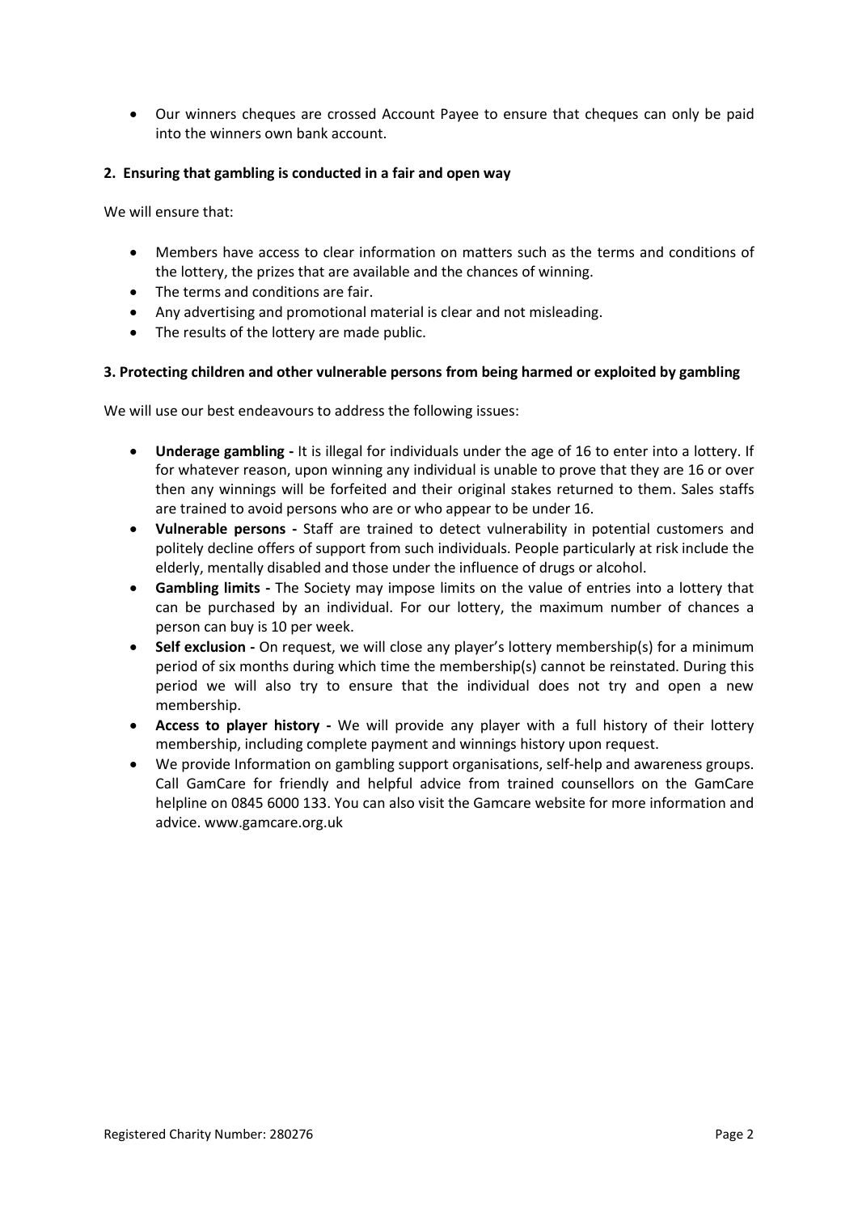- Our winners cheques are crossed Account Payee to ensure that cheques can only be paid into the winners own bank account.

### 2. Ensuring that gambling is conducted in a fair and open way

We will ensure that:

- Members have access to clear information on matters such as the terms and conditions of the lottery, the prizes that are available and the chances of winning.
- The terms and conditions are fair.
- Any advertising and promotional material is clear and not misleading.
- The results of the lottery are made public.

### 3. Protecting children and other vulnerable persons from being harmed or exploited by gambling

We will use our best endeavours to address the following issues:

- **Underage gambling -** It is illegal for individuals under the age of 16 to enter into a lottery. If for whatever reason, upon winning any individual is unable to prove that they are 16 or over then any winnings will be forfeited and their original stakes returned to them. Sales staffs are trained to avoid persons who are or who appear to be under 16.
- **Vulnerable persons -** Staff are trained to detect vulnerability in potential customers and politely decline offers of support from such individuals. People particularly at risk include the elderly, mentally disabled and those under the influence of drugs or alcohol.
- **Gambling limits -** The Society may impose limits on the value of entries into a lottery that can be purchased by an individual. For our lottery, the maximum number of chances a person can buy is 10 per week.
- **Self exclusion -** On request, we will close any player's lottery membership(s) for a minimum period of six months during which time the membership(s) cannot be reinstated. During this period we will also try to ensure that the individual does not try and open a new membership.
- **Access to player history -** We will provide any player with a full history of their lottery membership, including complete payment and winnings history upon request.
- We provide Information on gambling support organisations, self-help and awareness groups. Call GamCare for friendly and helpful advice from trained counsellors on the GamCare helpline on 0845 6000 133. You can also visit the Gamcare website for more information and advice. www.gamcare.org.uk

Registered Charity Number: 280276